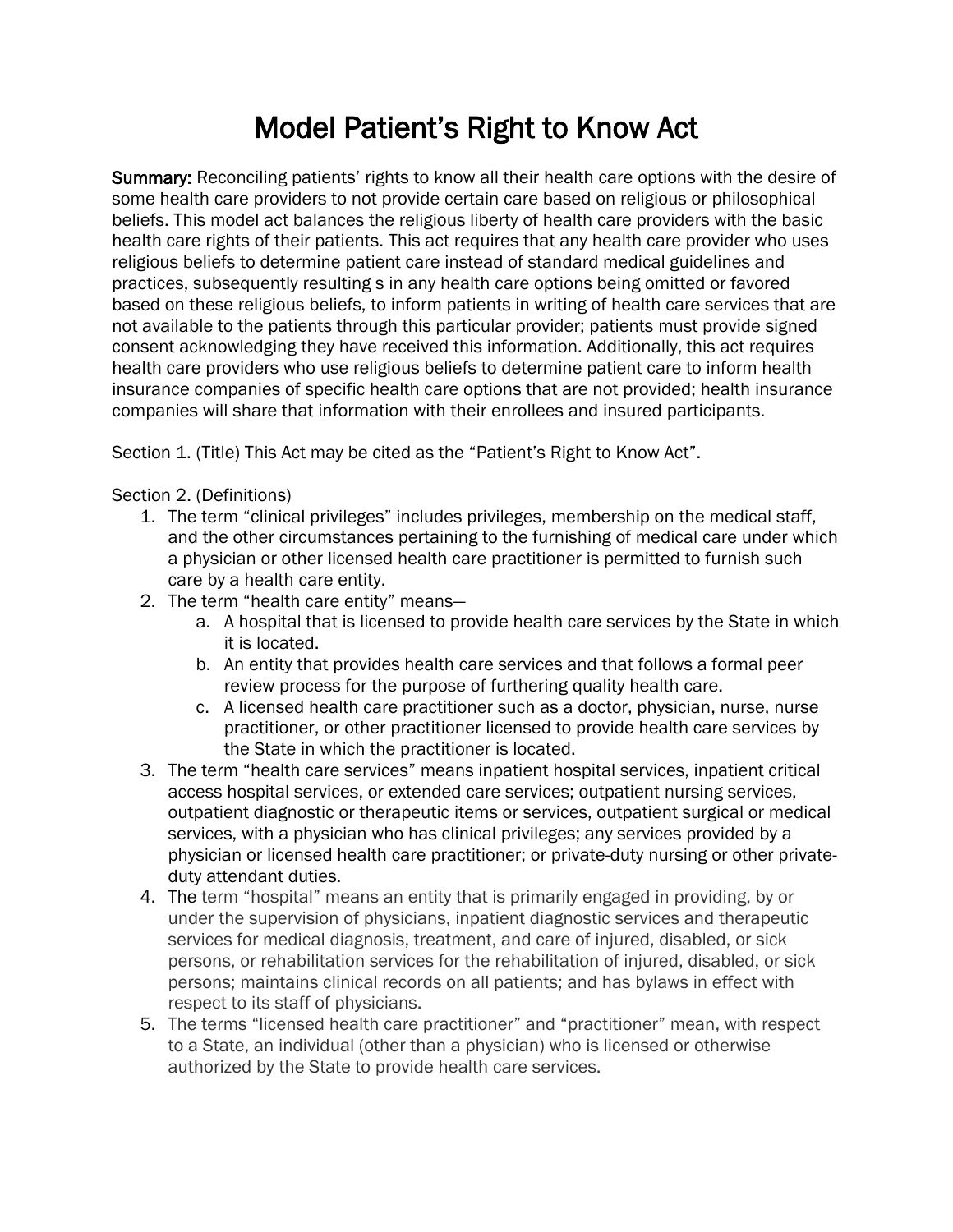# Model Patient's Right to Know Act

**Summary:** Reconciling patients' rights to know all their health care options with the desire of some health care providers to not provide certain care based on religious or philosophical beliefs. This model act balances the religious liberty of health care providers with the basic health care rights of their patients. This act requires that any health care provider who uses religious beliefs to determine patient care instead of standard medical guidelines and practices, subsequently resulting s in any health care options being omitted or favored based on these religious beliefs, to inform patients in writing of health care services that are not available to the patients through this particular provider; patients must provide signed consent acknowledging they have received this information. Additionally, this act requires health care providers who use religious beliefs to determine patient care to inform health insurance companies of specific health care options that are not provided; health insurance companies will share that information with their enrollees and insured participants.

Section 1. (Title) This Act may be cited as the "Patient's Right to Know Act".

Section 2. (Definitions)

1. The term "clinical privileges" includes privileges, membership on the medical staff, and the other circumstances pertaining to the furnishing of medical care under which a physician or other licensed health care practitioner is permitted to furnish such care by a health care entity.
2. The term "health care entity" means—
   a. A hospital that is licensed to provide health care services by the State in which it is located.
   b. An entity that provides health care services and that follows a formal peer review process for the purpose of furthering quality health care.
   c. A licensed health care practitioner such as a doctor, physician, nurse, nurse practitioner, or other practitioner licensed to provide health care services by the State in which the practitioner is located.
3. The term "health care services" means inpatient hospital services, inpatient critical access hospital services, or extended care services; outpatient nursing services, outpatient diagnostic or therapeutic items or services, outpatient surgical or medical services, with a physician who has clinical privileges; any services provided by a physician or licensed health care practitioner; or private-duty nursing or other private-duty attendant duties.
4. The term "hospital" means an entity that is primarily engaged in providing, by or under the supervision of physicians, inpatient diagnostic services and therapeutic services for medical diagnosis, treatment, and care of injured, disabled, or sick persons, or rehabilitation services for the rehabilitation of injured, disabled, or sick persons; maintains clinical records on all patients; and has bylaws in effect with respect to its staff of physicians.
5. The terms "licensed health care practitioner" and "practitioner" mean, with respect to a State, an individual (other than a physician) who is licensed or otherwise authorized by the State to provide health care services.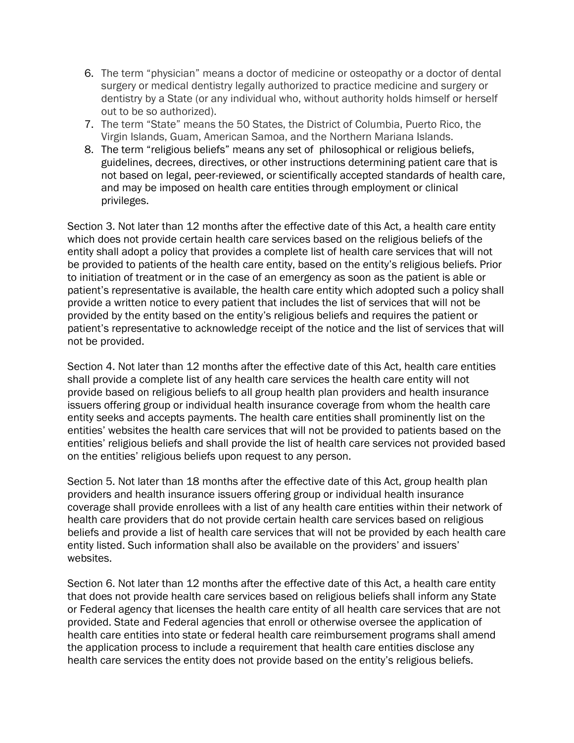6. The term "physician" means a doctor of medicine or osteopathy or a doctor of dental surgery or medical dentistry legally authorized to practice medicine and surgery or dentistry by a State (or any individual who, without authority holds himself or herself out to be so authorized).
7. The term "State" means the 50 States, the District of Columbia, Puerto Rico, the Virgin Islands, Guam, American Samoa, and the Northern Mariana Islands.
8. The term "religious beliefs" means any set of philosophical or religious beliefs, guidelines, decrees, directives, or other instructions determining patient care that is not based on legal, peer-reviewed, or scientifically accepted standards of health care, and may be imposed on health care entities through employment or clinical privileges.

Section 3. Not later than 12 months after the effective date of this Act, a health care entity which does not provide certain health care services based on the religious beliefs of the entity shall adopt a policy that provides a complete list of health care services that will not be provided to patients of the health care entity, based on the entity's religious beliefs. Prior to initiation of treatment or in the case of an emergency as soon as the patient is able or patient's representative is available, the health care entity which adopted such a policy shall provide a written notice to every patient that includes the list of services that will not be provided by the entity based on the entity's religious beliefs and requires the patient or patient's representative to acknowledge receipt of the notice and the list of services that will not be provided.

Section 4. Not later than 12 months after the effective date of this Act, health care entities shall provide a complete list of any health care services the health care entity will not provide based on religious beliefs to all group health plan providers and health insurance issuers offering group or individual health insurance coverage from whom the health care entity seeks and accepts payments. The health care entities shall prominently list on the entities' websites the health care services that will not be provided to patients based on the entities' religious beliefs and shall provide the list of health care services not provided based on the entities' religious beliefs upon request to any person.

Section 5. Not later than 18 months after the effective date of this Act, group health plan providers and health insurance issuers offering group or individual health insurance coverage shall provide enrollees with a list of any health care entities within their network of health care providers that do not provide certain health care services based on religious beliefs and provide a list of health care services that will not be provided by each health care entity listed. Such information shall also be available on the providers' and issuers' websites.

Section 6. Not later than 12 months after the effective date of this Act, a health care entity that does not provide health care services based on religious beliefs shall inform any State or Federal agency that licenses the health care entity of all health care services that are not provided. State and Federal agencies that enroll or otherwise oversee the application of health care entities into state or federal health care reimbursement programs shall amend the application process to include a requirement that health care entities disclose any health care services the entity does not provide based on the entity's religious beliefs.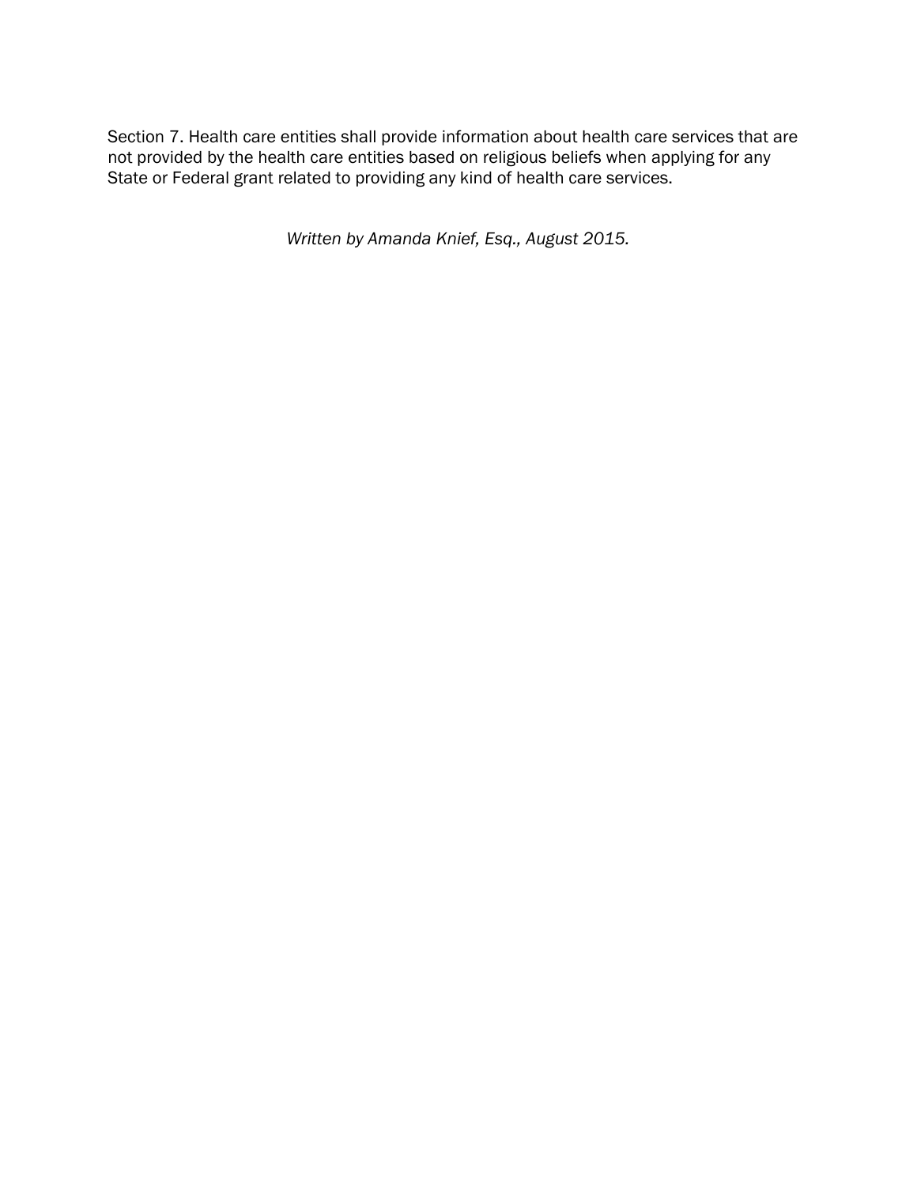Section 7. Health care entities shall provide information about health care services that are not provided by the health care entities based on religious beliefs when applying for any State or Federal grant related to providing any kind of health care services.

*Written by Amanda Knief, Esq., August 2015.*